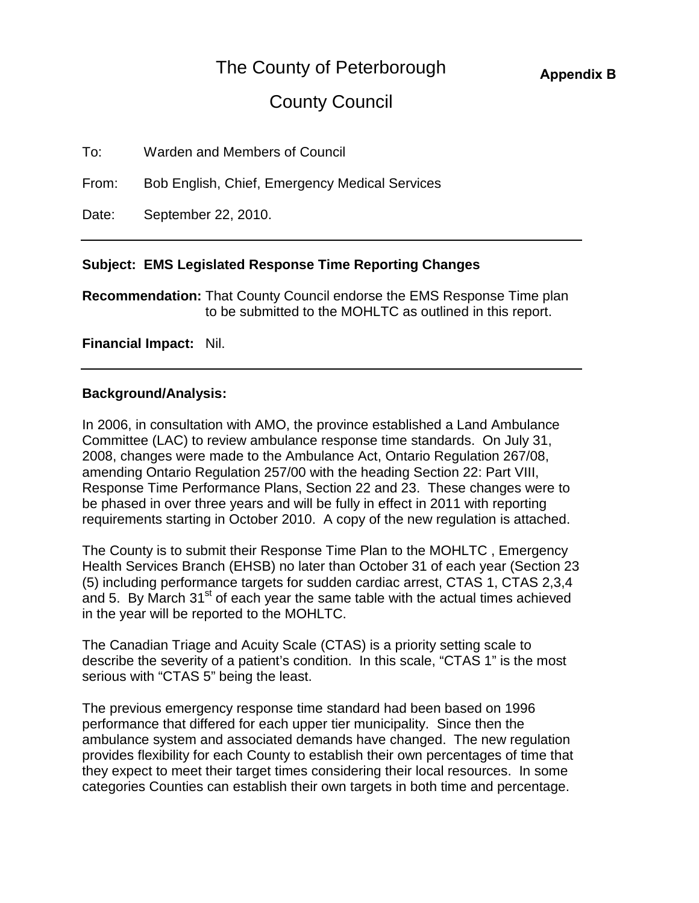# The County of Peterborough

**Appendix B**

## County Council

To: Warden and Members of Council

From: Bob English, Chief, Emergency Medical Services

Date: September 22, 2010.

---

**Subject: EMS Legislated Response Time Reporting Changes**

**Recommendation:** That County Council endorse the EMS Response Time plan to be submitted to the MOHLTC as outlined in this report.

**Financial Impact:** Nil.

---

**Background/Analysis:**

In 2006, in consultation with AMO, the province established a Land Ambulance Committee (LAC) to review ambulance response time standards. On July 31, 2008, changes were made to the Ambulance Act, Ontario Regulation 267/08, amending Ontario Regulation 257/00 with the heading Section 22: Part VIII, Response Time Performance Plans, Section 22 and 23. These changes were to be phased in over three years and will be fully in effect in 2011 with reporting requirements starting in October 2010. A copy of the new regulation is attached.

The County is to submit their Response Time Plan to the MOHLTC , Emergency Health Services Branch (EHSB) no later than October 31 of each year (Section 23 (5) including performance targets for sudden cardiac arrest, CTAS 1, CTAS 2,3,4 and 5. By March 31st of each year the same table with the actual times achieved in the year will be reported to the MOHLTC.

The Canadian Triage and Acuity Scale (CTAS) is a priority setting scale to describe the severity of a patient's condition. In this scale, "CTAS 1" is the most serious with "CTAS 5" being the least.

The previous emergency response time standard had been based on 1996 performance that differed for each upper tier municipality. Since then the ambulance system and associated demands have changed. The new regulation provides flexibility for each County to establish their own percentages of time that they expect to meet their target times considering their local resources. In some categories Counties can establish their own targets in both time and percentage.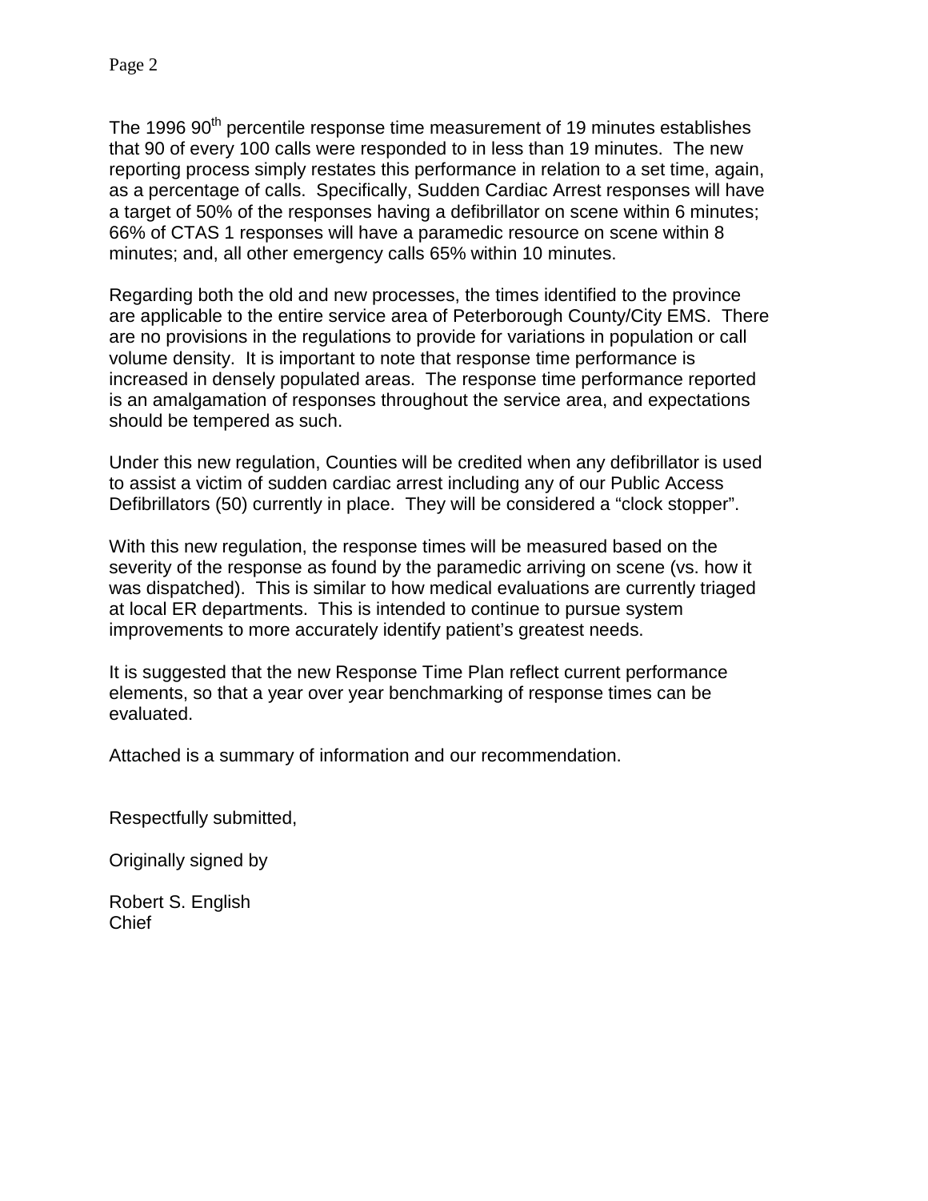The 1996 90th percentile response time measurement of 19 minutes establishes that 90 of every 100 calls were responded to in less than 19 minutes. The new reporting process simply restates this performance in relation to a set time, again, as a percentage of calls. Specifically, Sudden Cardiac Arrest responses will have a target of 50% of the responses having a defibrillator on scene within 6 minutes; 66% of CTAS 1 responses will have a paramedic resource on scene within 8 minutes; and, all other emergency calls 65% within 10 minutes.

Regarding both the old and new processes, the times identified to the province are applicable to the entire service area of Peterborough County/City EMS. There are no provisions in the regulations to provide for variations in population or call volume density. It is important to note that response time performance is increased in densely populated areas. The response time performance reported is an amalgamation of responses throughout the service area, and expectations should be tempered as such.

Under this new regulation, Counties will be credited when any defibrillator is used to assist a victim of sudden cardiac arrest including any of our Public Access Defibrillators (50) currently in place. They will be considered a “clock stopper”.

With this new regulation, the response times will be measured based on the severity of the response as found by the paramedic arriving on scene (vs. how it was dispatched). This is similar to how medical evaluations are currently triaged at local ER departments. This is intended to continue to pursue system improvements to more accurately identify patient’s greatest needs.

It is suggested that the new Response Time Plan reflect current performance elements, so that a year over year benchmarking of response times can be evaluated.

Attached is a summary of information and our recommendation.

Respectfully submitted,

Originally signed by

Robert S. English
Chief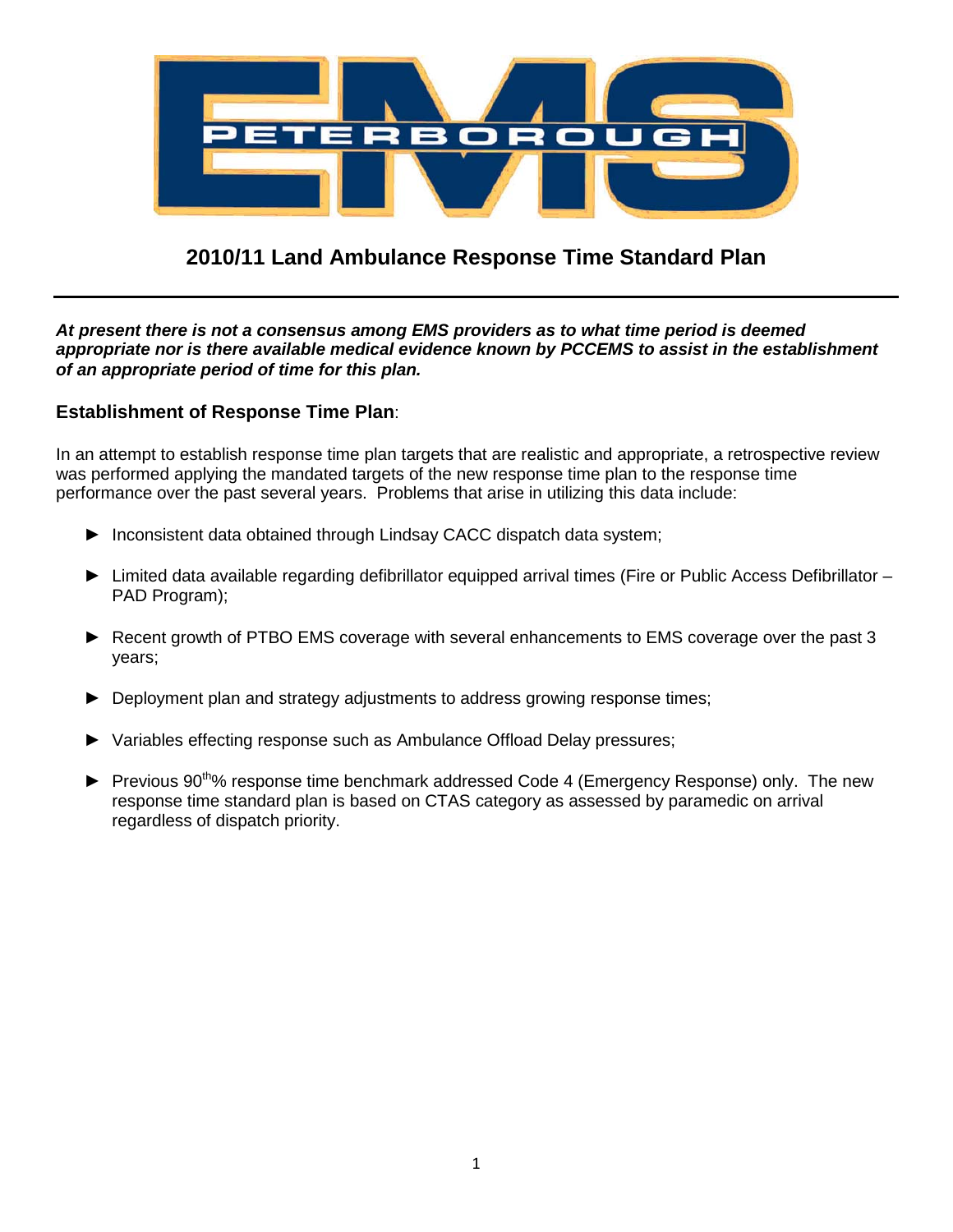# 2010/11 Land Ambulance Response Time Standard Plan

***At present there is not a consensus among EMS providers as to what time period is deemed appropriate nor is there available medical evidence known by PCCEMS to assist in the establishment of an appropriate period of time for this plan.***

## Establishment of Response Time Plan:

In an attempt to establish response time plan targets that are realistic and appropriate, a retrospective review was performed applying the mandated targets of the new response time plan to the response time performance over the past several years. Problems that arise in utilizing this data include:

- Inconsistent data obtained through Lindsay CACC dispatch data system;
- Limited data available regarding defibrillator equipped arrival times (Fire or Public Access Defibrillator – PAD Program);
- Recent growth of PTBO EMS coverage with several enhancements to EMS coverage over the past 3 years;
- Deployment plan and strategy adjustments to address growing response times;
- Variables effecting response such as Ambulance Offload Delay pressures;
- Previous $90^{th}$% response time benchmark addressed Code 4 (Emergency Response) only. The new response time standard plan is based on CTAS category as assessed by paramedic on arrival regardless of dispatch priority.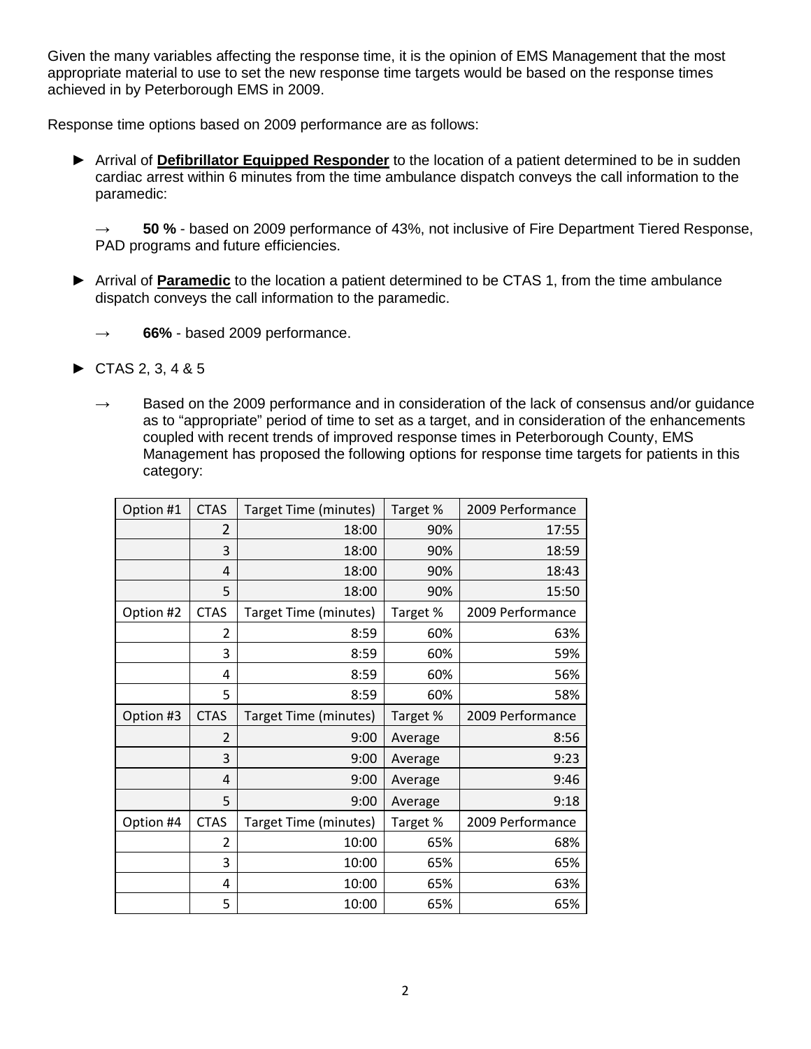Given the many variables affecting the response time, it is the opinion of EMS Management that the most appropriate material to use to set the new response time targets would be based on the response times achieved in by Peterborough EMS in 2009.

Response time options based on 2009 performance are as follows:

► Arrival of **Defibrillator Equipped Responder** to the location of a patient determined to be in sudden cardiac arrest within 6 minutes from the time ambulance dispatch conveys the call information to the paramedic:

→ **50 %** - based on 2009 performance of 43%, not inclusive of Fire Department Tiered Response, PAD programs and future efficiencies.

► Arrival of **Paramedic** to the location a patient determined to be CTAS 1, from the time ambulance dispatch conveys the call information to the paramedic.

→ **66%** - based 2009 performance.

► CTAS 2, 3, 4 & 5

→ Based on the 2009 performance and in consideration of the lack of consensus and/or guidance as to "appropriate" period of time to set as a target, and in consideration of the enhancements coupled with recent trends of improved response times in Peterborough County, EMS Management has proposed the following options for response time targets for patients in this category:

| Option #1 | CTAS | Target Time (minutes) | Target % | 2009 Performance |
|---|---|---|---|---|
| | 2 | 18:00 | 90% | 17:55 |
| | 3 | 18:00 | 90% | 18:59 |
| | 4 | 18:00 | 90% | 18:43 |
| | 5 | 18:00 | 90% | 15:50 |
| Option #2 | CTAS | Target Time (minutes) | Target % | 2009 Performance |
| | 2 | 8:59 | 60% | 63% |
| | 3 | 8:59 | 60% | 59% |
| | 4 | 8:59 | 60% | 56% |
| | 5 | 8:59 | 60% | 58% |
| Option #3 | CTAS | Target Time (minutes) | Target % | 2009 Performance |
| | 2 | 9:00 | Average | 8:56 |
| | 3 | 9:00 | Average | 9:23 |
| | 4 | 9:00 | Average | 9:46 |
| | 5 | 9:00 | Average | 9:18 |
| Option #4 | CTAS | Target Time (minutes) | Target % | 2009 Performance |
| | 2 | 10:00 | 65% | 68% |
| | 3 | 10:00 | 65% | 65% |
| | 4 | 10:00 | 65% | 63% |
| | 5 | 10:00 | 65% | 65% |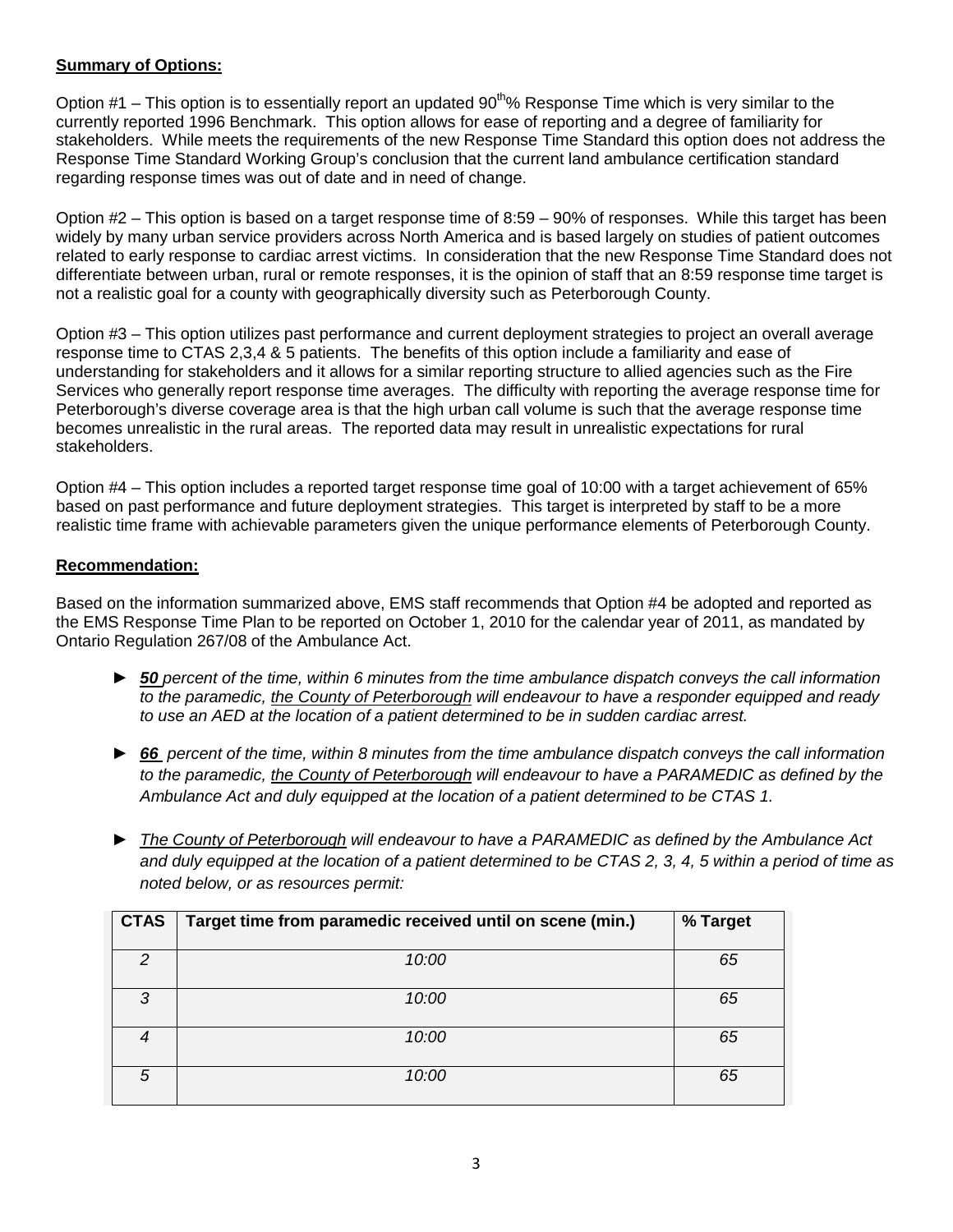**Summary of Options:**

Option #1 – This option is to essentially report an updated 90th% Response Time which is very similar to the currently reported 1996 Benchmark. This option allows for ease of reporting and a degree of familiarity for stakeholders. While meets the requirements of the new Response Time Standard this option does not address the Response Time Standard Working Group's conclusion that the current land ambulance certification standard regarding response times was out of date and in need of change.

Option #2 – This option is based on a target response time of 8:59 – 90% of responses. While this target has been widely by many urban service providers across North America and is based largely on studies of patient outcomes related to early response to cardiac arrest victims. In consideration that the new Response Time Standard does not differentiate between urban, rural or remote responses, it is the opinion of staff that an 8:59 response time target is not a realistic goal for a county with geographically diversity such as Peterborough County.

Option #3 – This option utilizes past performance and current deployment strategies to project an overall average response time to CTAS 2,3,4 & 5 patients. The benefits of this option include a familiarity and ease of understanding for stakeholders and it allows for a similar reporting structure to allied agencies such as the Fire Services who generally report response time averages. The difficulty with reporting the average response time for Peterborough's diverse coverage area is that the high urban call volume is such that the average response time becomes unrealistic in the rural areas. The reported data may result in unrealistic expectations for rural stakeholders.

Option #4 – This option includes a reported target response time goal of 10:00 with a target achievement of 65% based on past performance and future deployment strategies. This target is interpreted by staff to be a more realistic time frame with achievable parameters given the unique performance elements of Peterborough County.

**Recommendation:**

Based on the information summarized above, EMS staff recommends that Option #4 be adopted and reported as the EMS Response Time Plan to be reported on October 1, 2010 for the calendar year of 2011, as mandated by Ontario Regulation 267/08 of the Ambulance Act.

- ***50*** *percent of the time, within 6 minutes from the time ambulance dispatch conveys the call information to the paramedic, the County of Peterborough will endeavour to have a responder equipped and ready to use an AED at the location of a patient determined to be in sudden cardiac arrest.*

- ***66*** *percent of the time, within 8 minutes from the time ambulance dispatch conveys the call information to the paramedic, the County of Peterborough will endeavour to have a PARAMEDIC as defined by the Ambulance Act and duly equipped at the location of a patient determined to be CTAS 1.*

- *The County of Peterborough will endeavour to have a PARAMEDIC as defined by the Ambulance Act and duly equipped at the location of a patient determined to be CTAS 2, 3, 4, 5 within a period of time as noted below, or as resources permit:*

| CTAS | Target time from paramedic received until on scene (min.) | % Target |
|---|---|---|
| *2* | *10:00* | *65* |
| *3* | *10:00* | *65* |
| *4* | *10:00* | *65* |
| *5* | *10:00* | *65* |